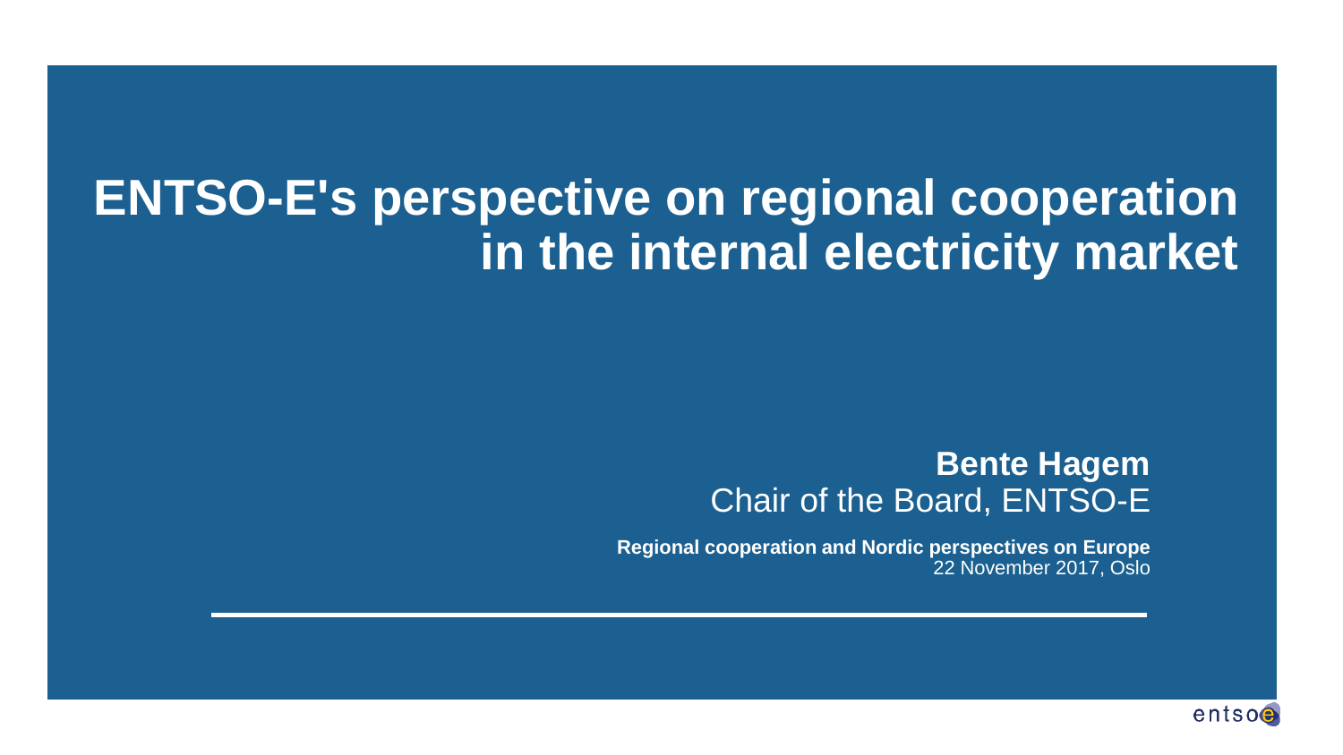# ENTSO-E's perspective on regional cooperation in the internal electricity market

**Bente Hagem**
Chair of the Board, ENTSO-E

**Regional cooperation and Nordic perspectives on Europe**
22 November 2017, Oslo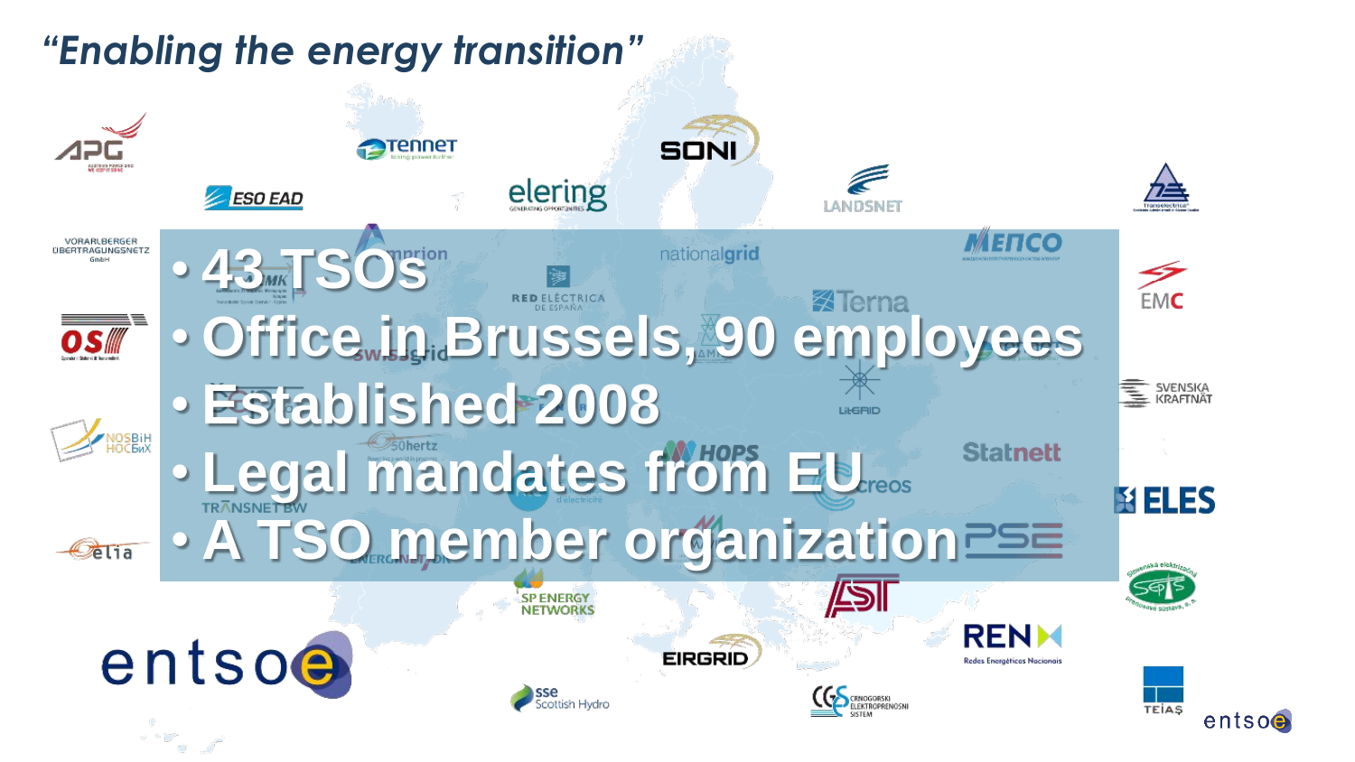# *"Enabling the energy transition"*

- 43 TSOs
- Office in Brussels, 90 employees
- Established 2008
- Legal mandates from EU
- A TSO member organization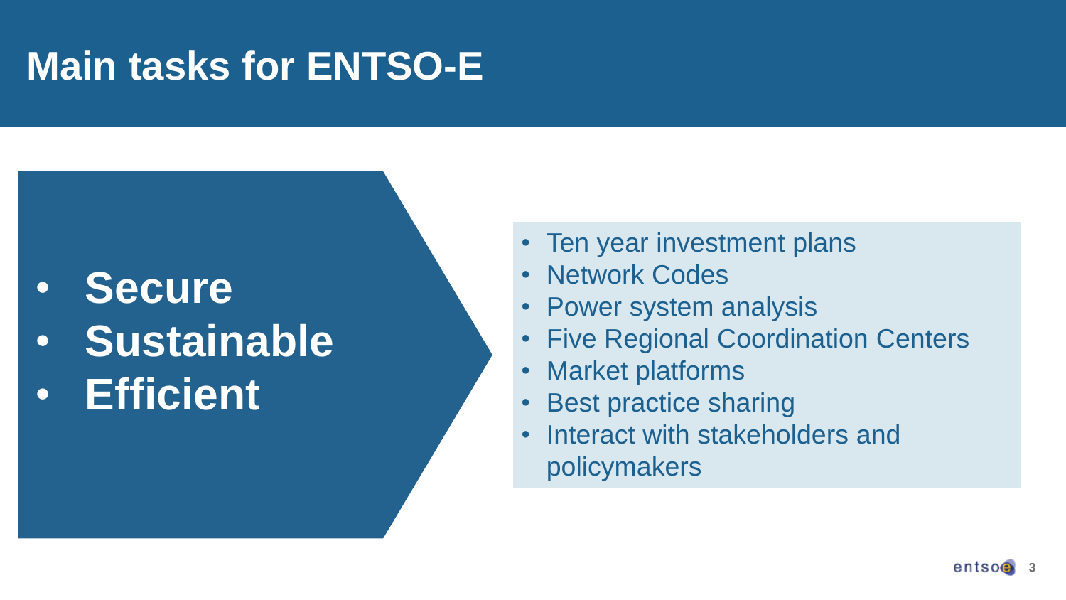# Main tasks for ENTSO-E

- **Secure**
- **Sustainable**
- **Efficient**

- Ten year investment plans
- Network Codes
- Power system analysis
- Five Regional Coordination Centers
- Market platforms
- Best practice sharing
- Interact with stakeholders and policymakers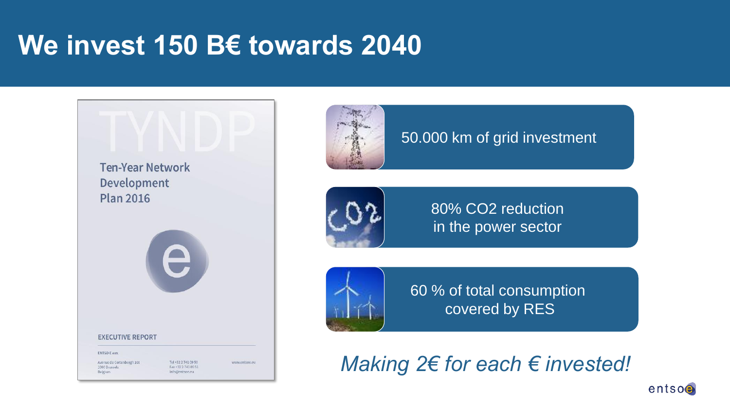# We invest 150 B€ towards 2040

TYNDP

Ten-Year Network Development Plan 2016

EXECUTIVE REPORT

50.000 km of grid investment

80% $CO_2$ reduction in the power sector

60 % of total consumption covered by RES

*Making 2€ for each € invested!*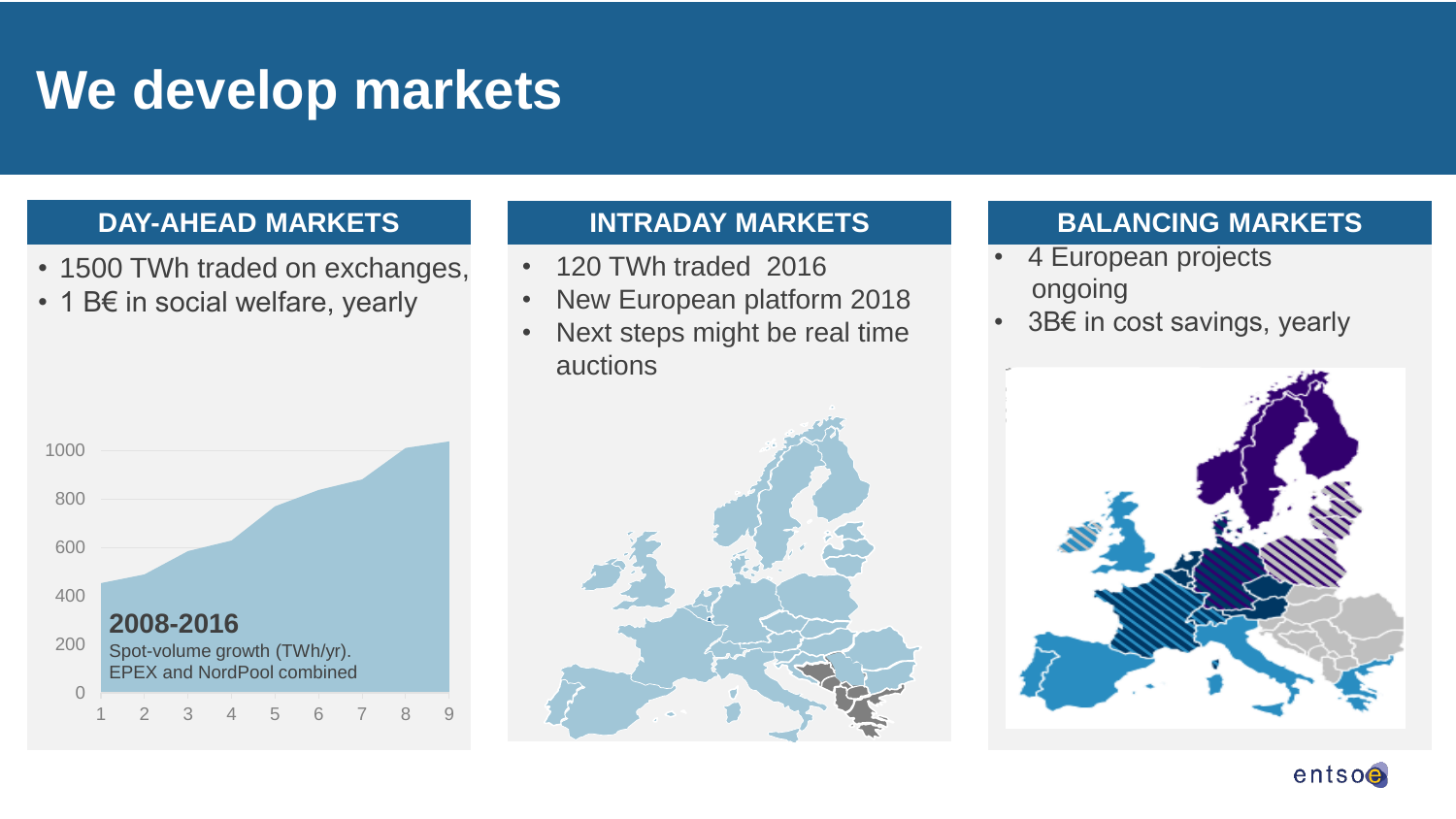# We develop markets

## DAY-AHEAD MARKETS

- 1500 TWh traded on exchanges,
- 1 B€ in social welfare, yearly

1000
800
600
400
200
0
1 2 3 4 5 6 7 8 9

**2008-2016**
Spot-volume growth (TWh/yr).
EPEX and NordPool combined

## INTRADAY MARKETS

- 120 TWh traded 2016
- New European platform 2018
- Next steps might be real time auctions

## BALANCING MARKETS

- 4 European projects ongoing
- 3B€ in cost savings, yearly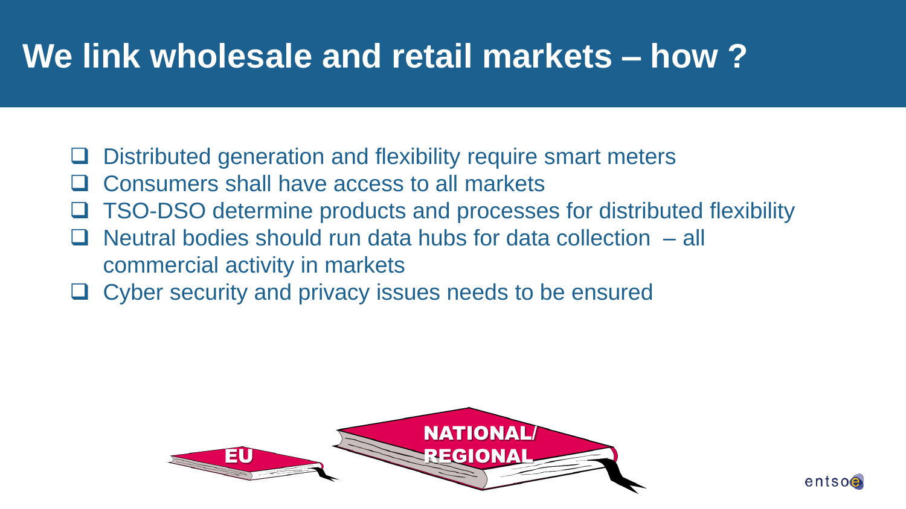# We link wholesale and retail markets – how ?

- Distributed generation and flexibility require smart meters
- Consumers shall have access to all markets
- TSO-DSO determine products and processes for distributed flexibility
- Neutral bodies should run data hubs for data collection – all commercial activity in markets
- Cyber security and privacy issues needs to be ensured

EU

NATIONAL/ REGIONAL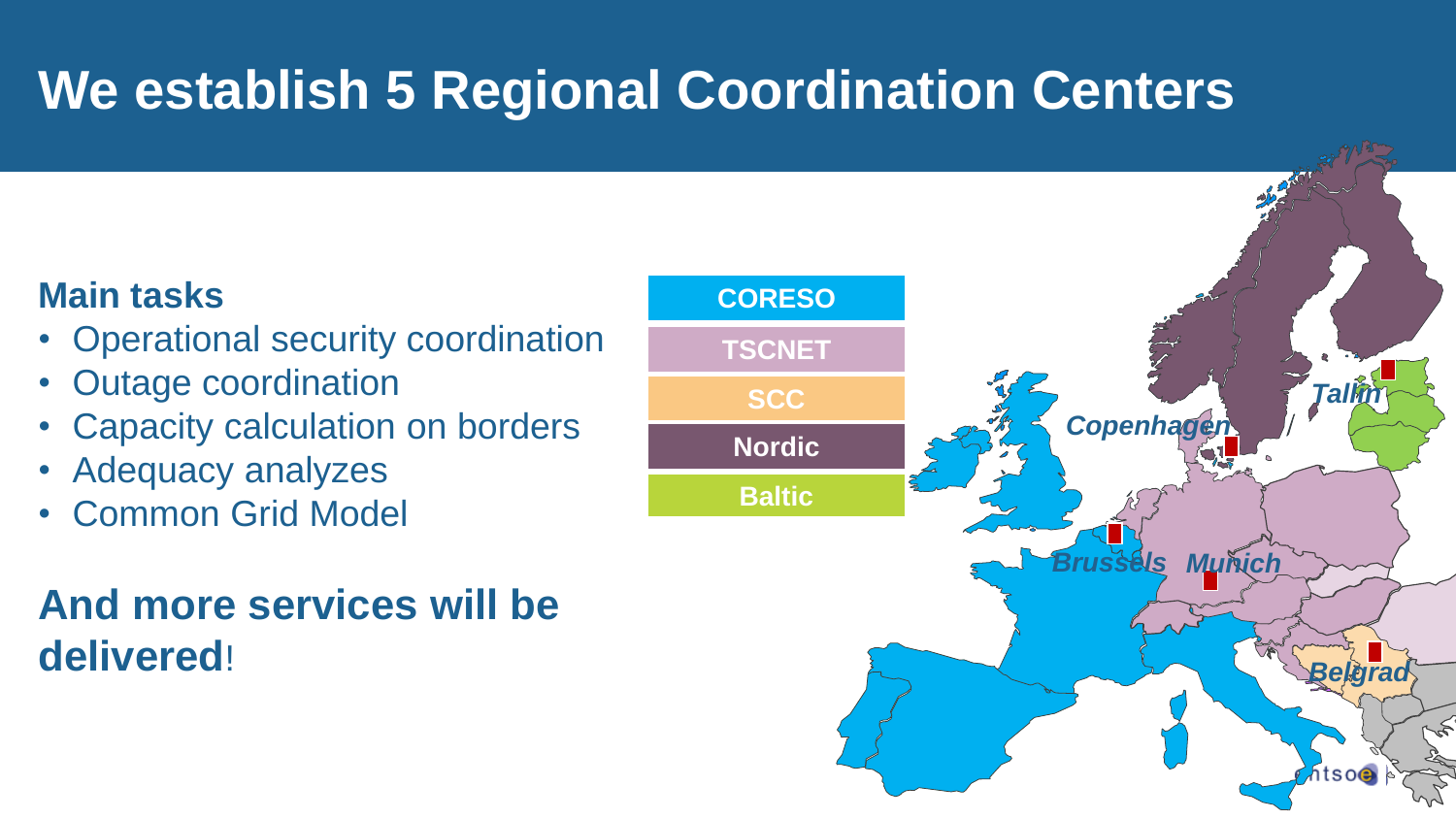# We establish 5 Regional Coordination Centers

**Main tasks**

- Operational security coordination
- Outage coordination
- Capacity calculation on borders
- Adequacy analyzes
- Common Grid Model

**And more services will be delivered**!

- CORESO
- TSCNET
- SCC
- Nordic
- Baltic

*Copenhagen*

*Tallin*

*Brussels*

*Munich*

*Belgrad*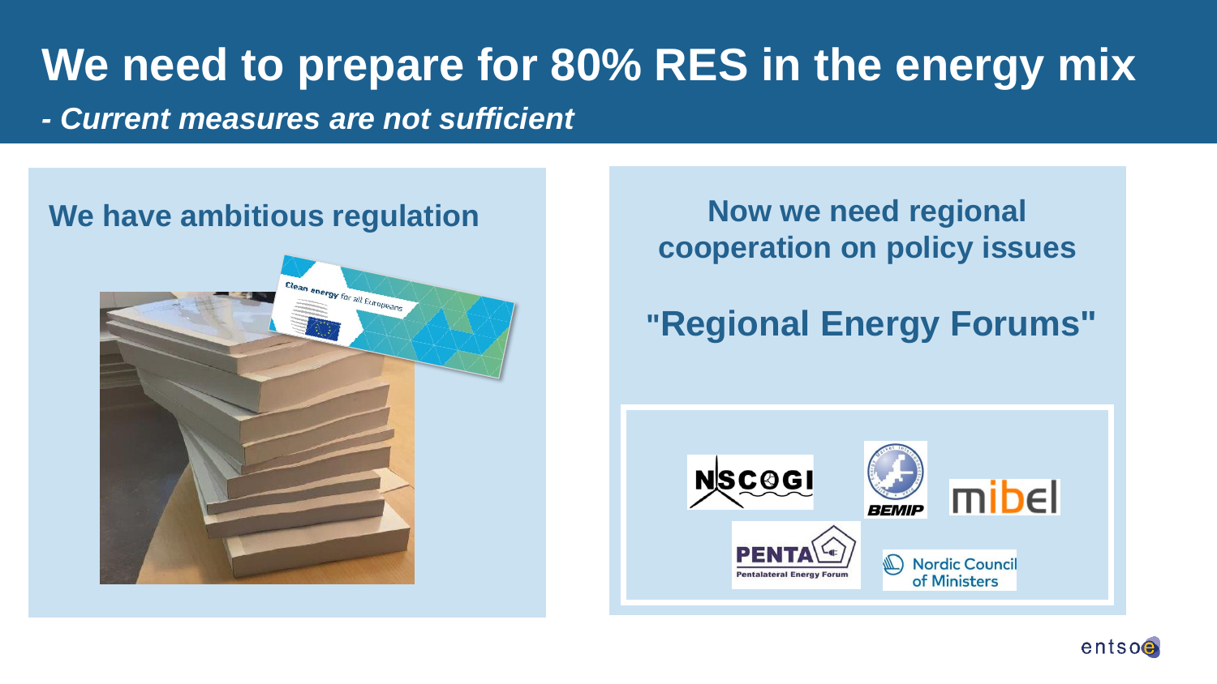# We need to prepare for 80% RES in the energy mix

*- Current measures are not sufficient*

## We have ambitious regulation

## Now we need regional cooperation on policy issues

## "Regional Energy Forums"

NSCOGI

BEMIP

mibel

PENTA Pentalateral Energy Forum

Nordic Council of Ministers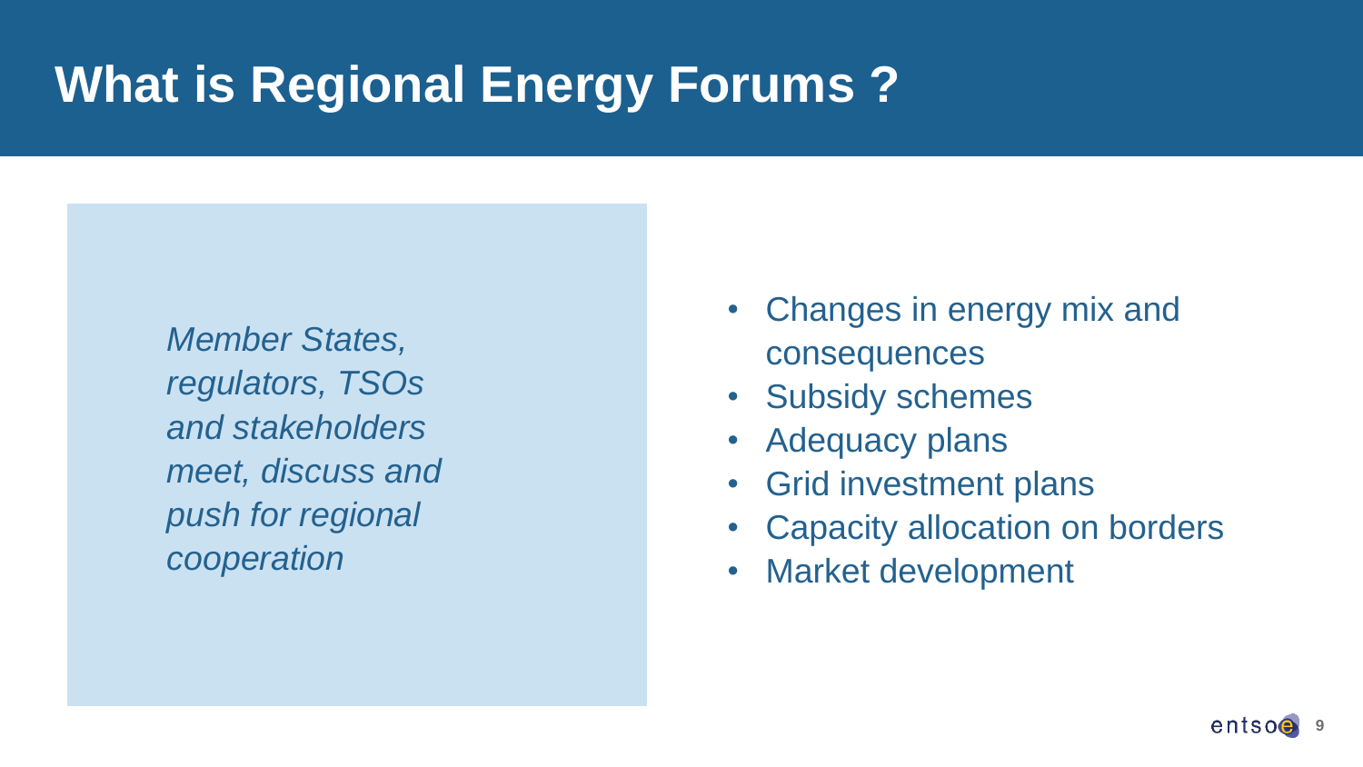# What is Regional Energy Forums ?

*Member States, regulators, TSOs and stakeholders meet, discuss and push for regional cooperation*

- Changes in energy mix and consequences
- Subsidy schemes
- Adequacy plans
- Grid investment plans
- Capacity allocation on borders
- Market development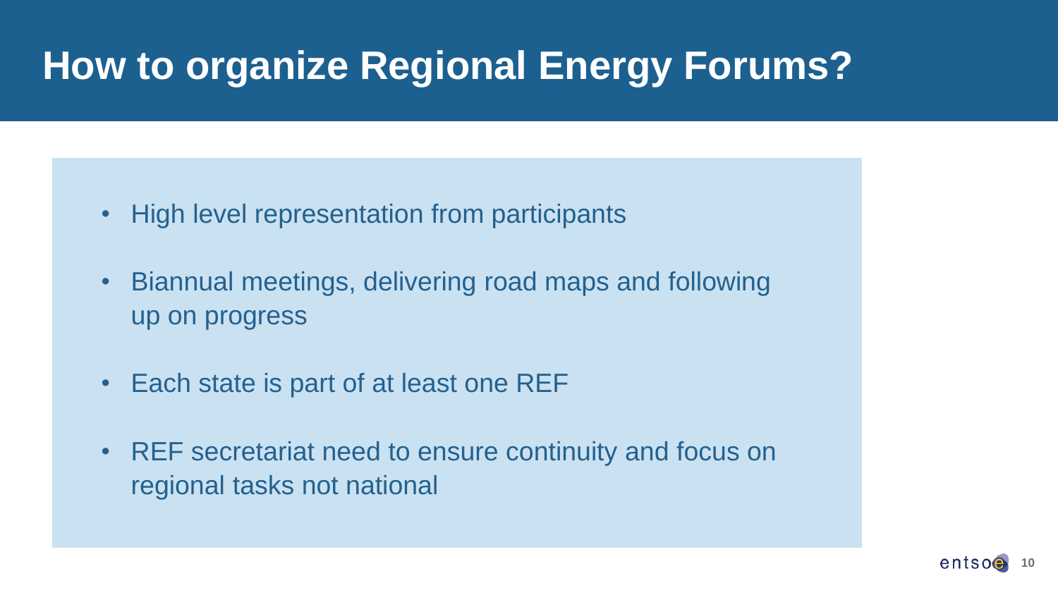# How to organize Regional Energy Forums?

- High level representation from participants
- Biannual meetings, delivering road maps and following up on progress
- Each state is part of at least one REF
- REF secretariat need to ensure continuity and focus on regional tasks not national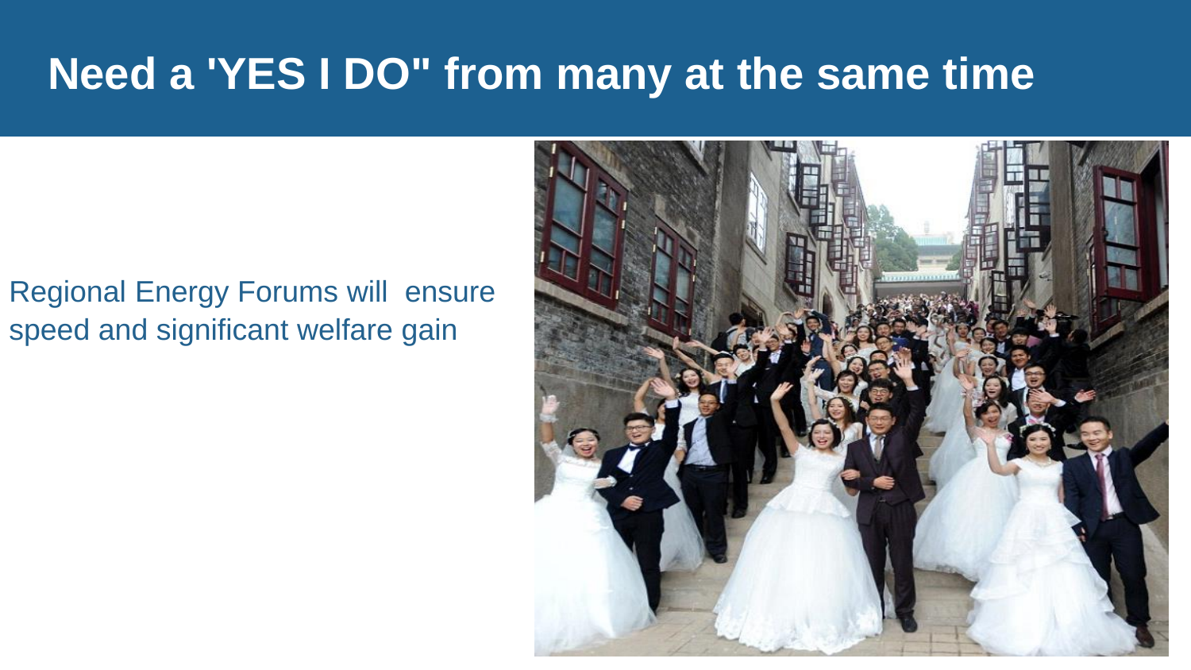# Need a 'YES I DO" from many at the same time

Regional Energy Forums will ensure speed and significant welfare gain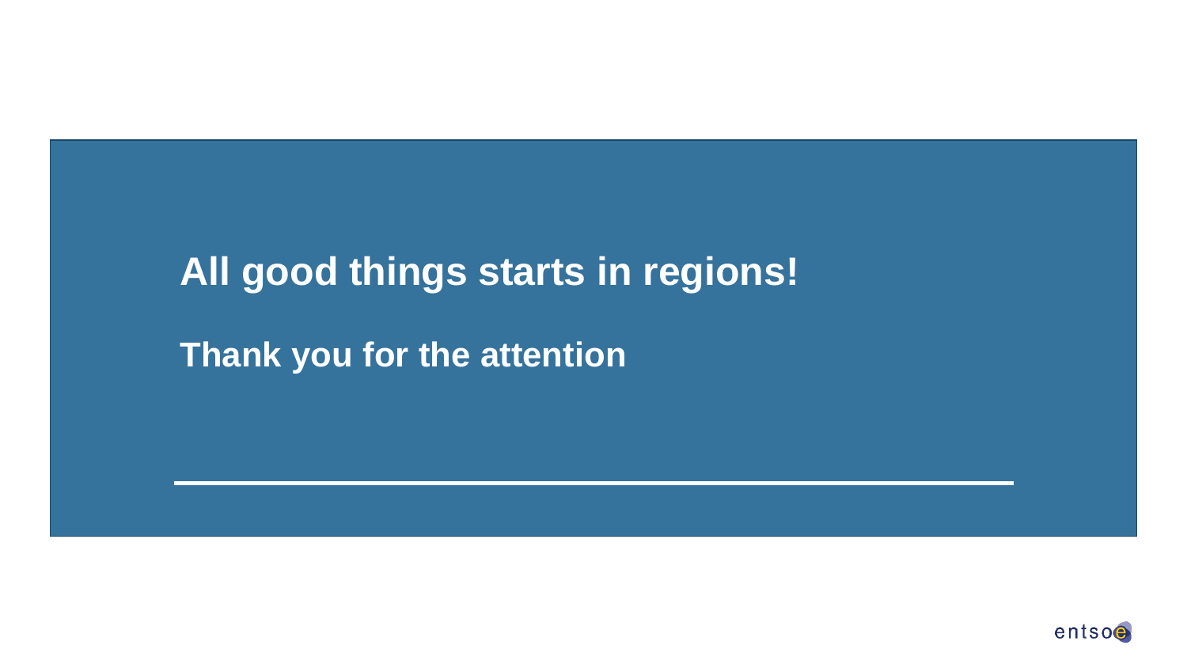# All good things starts in regions!

## Thank you for the attention